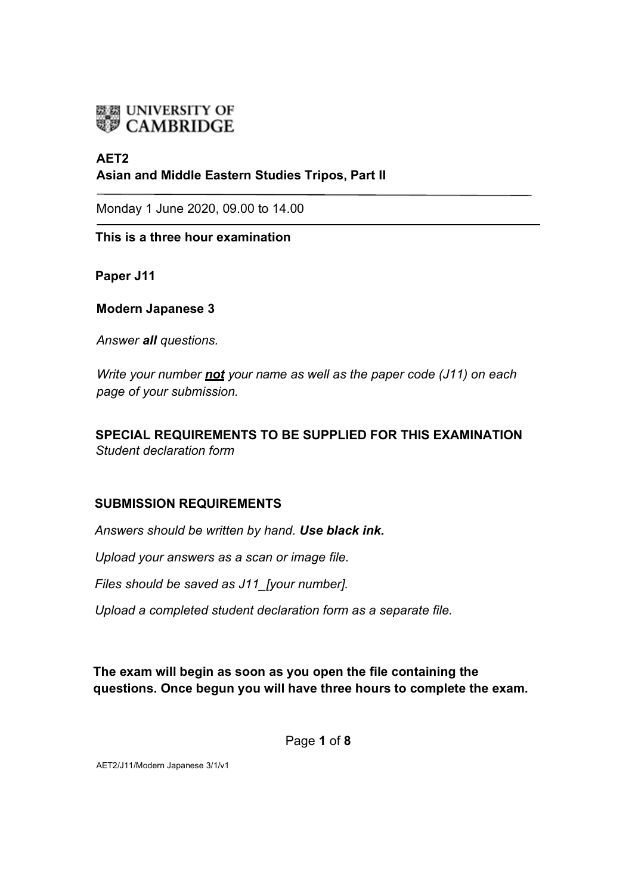UNIVERSITY OF CAMBRIDGE

**AET2**
**Asian and Middle Eastern Studies Tripos, Part II**

Monday 1 June 2020, 09.00 to 14.00

**This is a three hour examination**

**Paper J11**

**Modern Japanese 3**

*Answer **all** questions.*

*Write your number **not** your name as well as the paper code (J11) on each page of your submission.*

**SPECIAL REQUIREMENTS TO BE SUPPLIED FOR THIS EXAMINATION**
*Student declaration form*

**SUBMISSION REQUIREMENTS**

*Answers should be written by hand. **Use black ink.***

*Upload your answers as a scan or image file.*

*Files should be saved as J11_[your number].*

*Upload a completed student declaration form as a separate file.*

**The exam will begin as soon as you open the file containing the questions. Once begun you will have three hours to complete the exam.**

AET2/J11/Modern Japanese 3/1/v1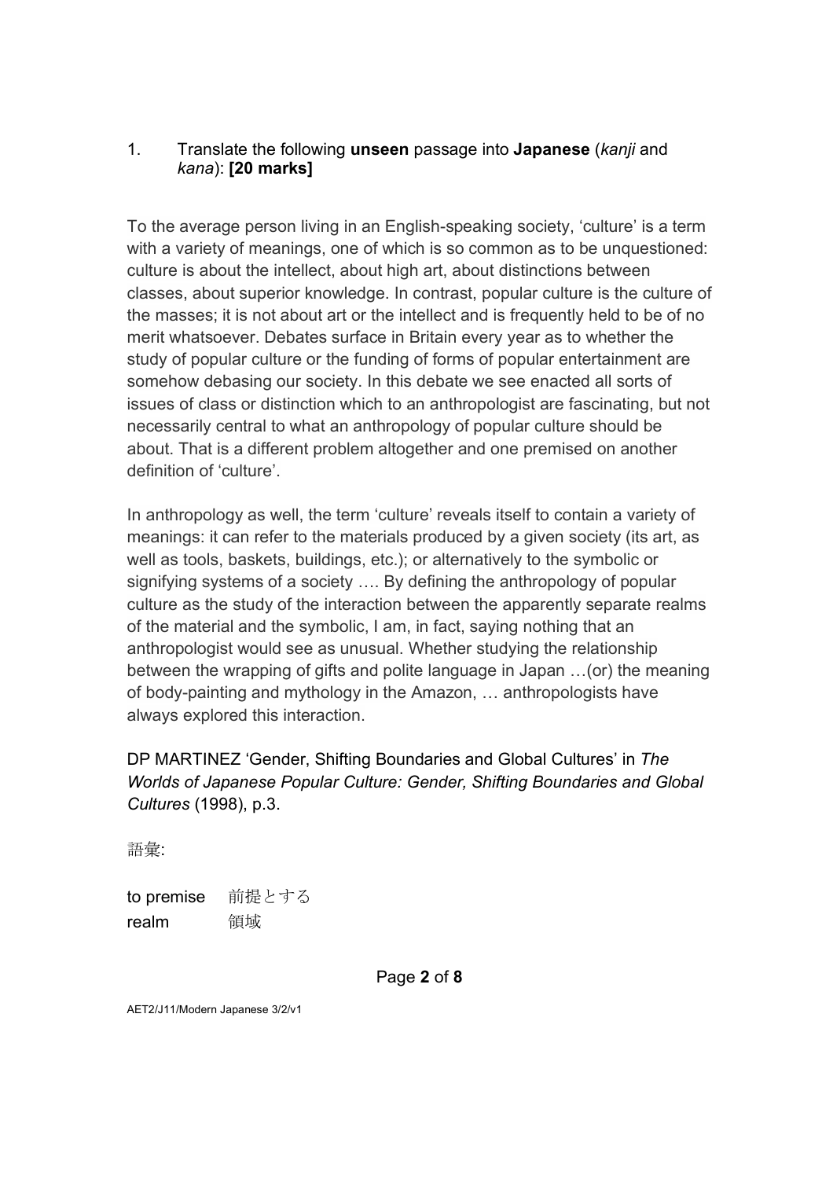1. Translate the following **unseen** passage into **Japanese** (*kanji* and *kana*): **[20 marks]**

To the average person living in an English-speaking society, 'culture' is a term with a variety of meanings, one of which is so common as to be unquestioned: culture is about the intellect, about high art, about distinctions between classes, about superior knowledge. In contrast, popular culture is the culture of the masses; it is not about art or the intellect and is frequently held to be of no merit whatsoever. Debates surface in Britain every year as to whether the study of popular culture or the funding of forms of popular entertainment are somehow debasing our society. In this debate we see enacted all sorts of issues of class or distinction which to an anthropologist are fascinating, but not necessarily central to what an anthropology of popular culture should be about. That is a different problem altogether and one premised on another definition of 'culture'.

In anthropology as well, the term 'culture' reveals itself to contain a variety of meanings: it can refer to the materials produced by a given society (its art, as well as tools, baskets, buildings, etc.); or alternatively to the symbolic or signifying systems of a society …. By defining the anthropology of popular culture as the study of the interaction between the apparently separate realms of the material and the symbolic, I am, in fact, saying nothing that an anthropologist would see as unusual. Whether studying the relationship between the wrapping of gifts and polite language in Japan …(or) the meaning of body-painting and mythology in the Amazon, … anthropologists have always explored this interaction.

DP MARTINEZ 'Gender, Shifting Boundaries and Global Cultures' in *The Worlds of Japanese Popular Culture: Gender, Shifting Boundaries and Global Cultures* (1998), p.3.

語彙:

| | |
|---|---|
| to premise | 前提とする |
| realm | 領域 |

AET2/J11/Modern Japanese 3/2/v1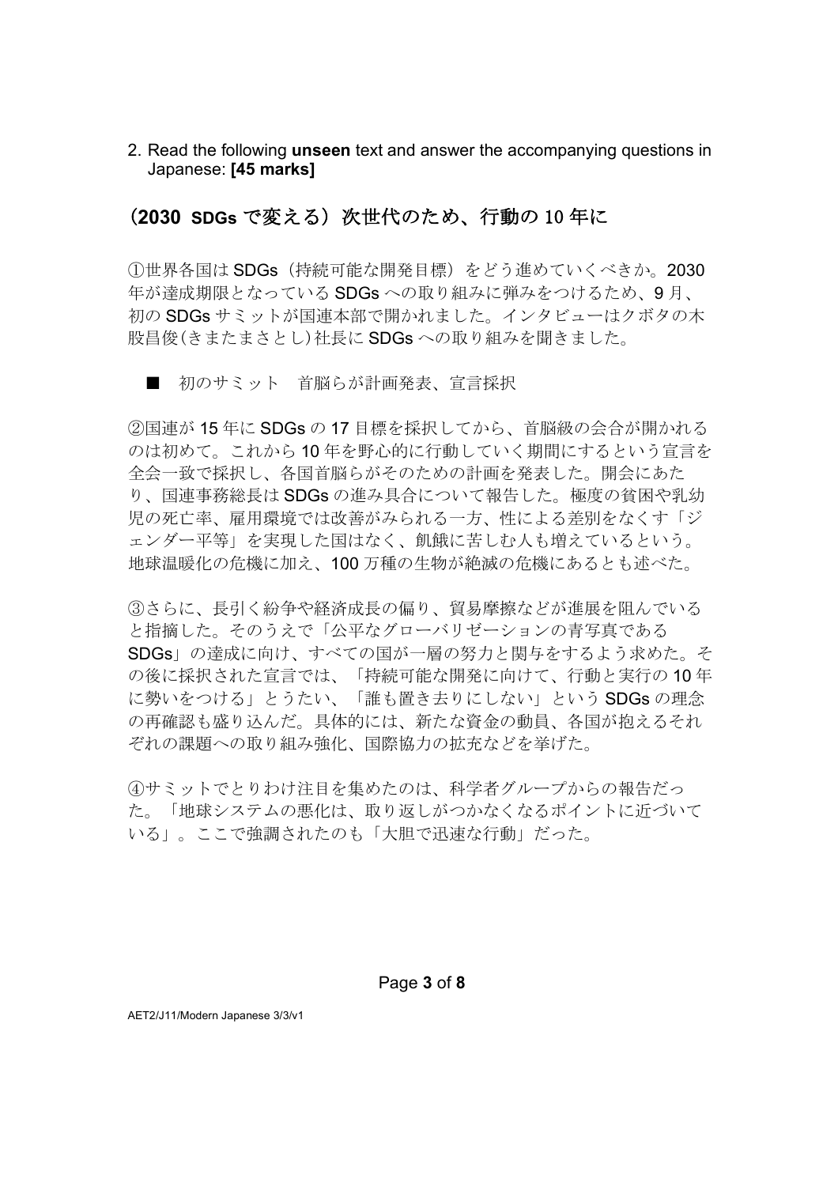2. Read the following **unseen** text and answer the accompanying questions in Japanese: **[45 marks]**

## （2030 SDGs で変える）次世代のため、行動の 10 年に

①世界各国は SDGs（持続可能な開発目標）をどう進めていくべきか。2030 年が達成期限となっている SDGs への取り組みに弾みをつけるため、9 月、初の SDGs サミットが国連本部で開かれました。インタビューはクボタの木股昌俊(きまたまさとし)社長に SDGs への取り組みを聞きました。

■　初のサミット　首脳らが計画発表、宣言採択

②国連が 15 年に SDGs の 17 目標を採択してから、首脳級の会合が開かれるのは初めて。これから 10 年を野心的に行動していく期間にするという宣言を全会一致で採択し、各国首脳らがそのための計画を発表した。開会にあたり、国連事務総長は SDGs の進み具合について報告した。極度の貧困や乳幼児の死亡率、雇用環境では改善がみられる一方、性による差別をなくす「ジェンダー平等」を実現した国はなく、飢餓に苦しむ人も増えているという。地球温暖化の危機に加え、100 万種の生物が絶滅の危機にあるとも述べた。

③さらに、長引く紛争や経済成長の偏り、貿易摩擦などが進展を阻んでいると指摘した。そのうえで「公平なグローバリゼーションの青写真である SDGs」の達成に向け、すべての国が一層の努力と関与をするよう求めた。その後に採択された宣言では、「持続可能な開発に向けて、行動と実行の 10 年に勢いをつける」とうたい、「誰も置き去りにしない」という SDGs の理念の再確認も盛り込んだ。具体的には、新たな資金の動員、各国が抱えるそれぞれの課題への取り組み強化、国際協力の拡充などを挙げた。

④サミットでとりわけ注目を集めたのは、科学者グループからの報告だった。「地球システムの悪化は、取り返しがつかなくなるポイントに近づいている」。ここで強調されたのも「大胆で迅速な行動」だった。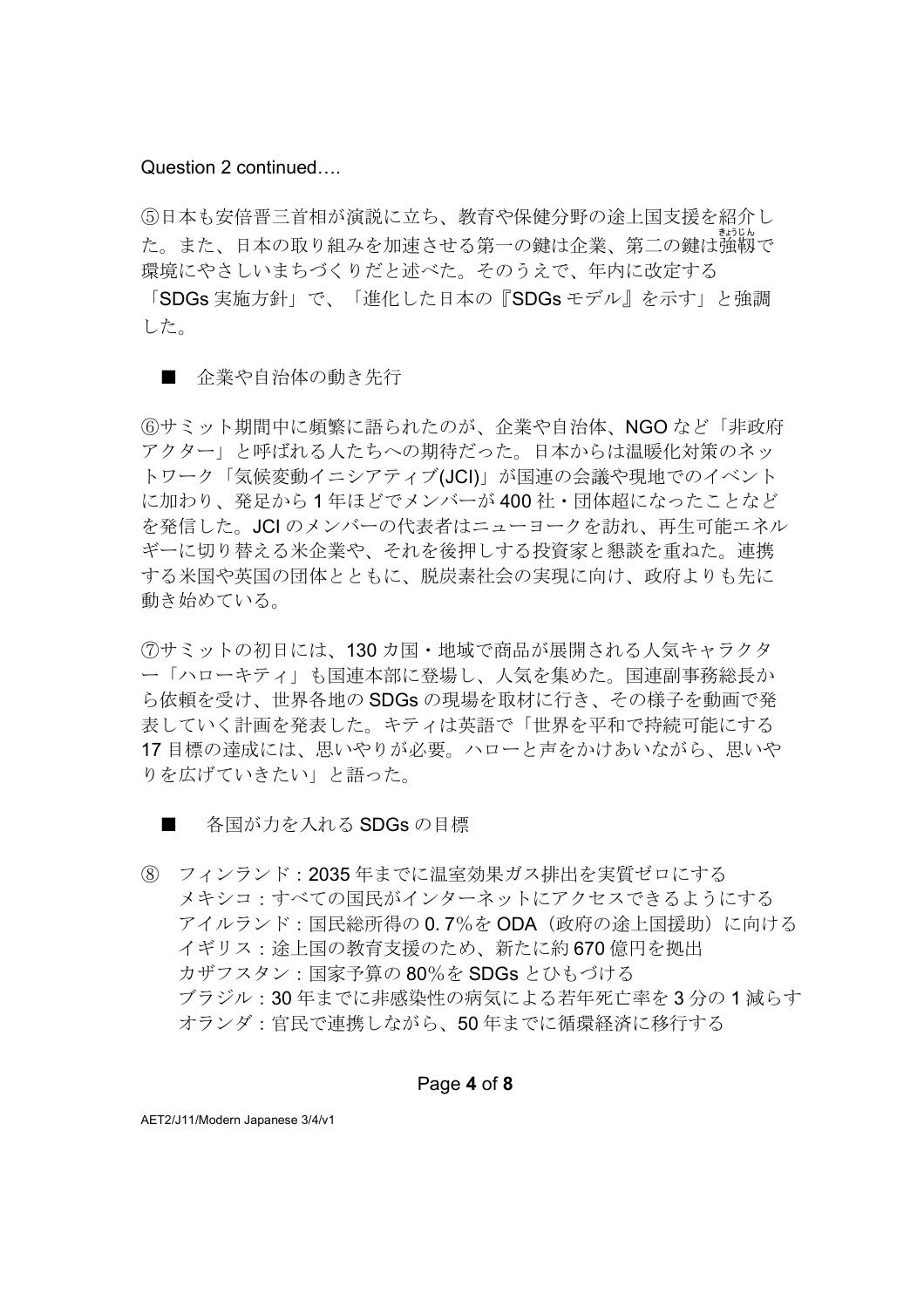Question 2 continued….

⑤日本も安倍晋三首相が演説に立ち、教育や保健分野の途上国支援を紹介した。また、日本の取り組みを加速させる第一の鍵は企業、第二の鍵は強靭（きょうじん）で環境にやさしいまちづくりだと述べた。そのうえで、年内に改定する「SDGs 実施方針」で、「進化した日本の『SDGs モデル』を示す」と強調した。

■ 企業や自治体の動き先行

⑥サミット期間中に頻繁に語られたのが、企業や自治体、NGO など「非政府アクター」と呼ばれる人たちへの期待だった。日本からは温暖化対策のネットワーク「気候変動イニシアティブ(JCI)」が国連の会議や現地でのイベントに加わり、発足から 1 年ほどでメンバーが 400 社・団体超になったことなどを発信した。JCI のメンバーの代表者はニューヨークを訪れ、再生可能エネルギーに切り替える米企業や、それを後押しする投資家と懇談を重ねた。連携する米国や英国の団体とともに、脱炭素社会の実現に向け、政府よりも先に動き始めている。

⑦サミットの初日には、130 カ国・地域で商品が展開される人気キャラクター「ハローキティ」も国連本部に登場し、人気を集めた。国連副事務総長から依頼を受け、世界各地の SDGs の現場を取材に行き、その様子を動画で発表していく計画を発表した。キティは英語で「世界を平和で持続可能にする 17 目標の達成には、思いやりが必要。ハローと声をかけあいながら、思いやりを広げていきたい」と語った。

■ 各国が力を入れる SDGs の目標

⑧ フィンランド：2035 年までに温室効果ガス排出を実質ゼロにする
メキシコ：すべての国民がインターネットにアクセスできるようにする
アイルランド：国民総所得の 0. 7％を ODA（政府の途上国援助）に向ける
イギリス：途上国の教育支援のため、新たに約 670 億円を拠出
カザフスタン：国家予算の 80％を SDGs とひもづける
ブラジル：30 年までに非感染性の病気による若年死亡率を 3 分の 1 減らす
オランダ：官民で連携しながら、50 年までに循環経済に移行する

AET2/J11/Modern Japanese 3/4/v1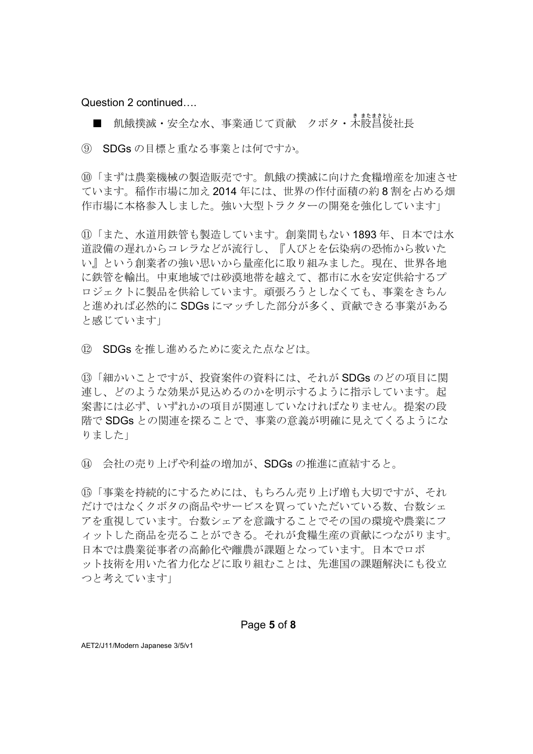Question 2 continued….

■ 飢餓撲滅・安全な水、事業通じて貢献　クボタ・木股昌俊（きまたまさとし）社長

⑨ SDGs の目標と重なる事業とは何ですか。

⑩「まずは農業機械の製造販売です。飢餓の撲滅に向けた食糧増産を加速させています。稲作市場に加え 2014 年には、世界の作付面積の約 8 割を占める畑作市場に本格参入しました。強い大型トラクターの開発を強化しています」

⑪「また、水道用鉄管も製造しています。創業間もない 1893 年、日本では水道設備の遅れからコレラなどが流行し、『人びとを伝染病の恐怖から救いたい』という創業者の強い思いから量産化に取り組みました。現在、世界各地に鉄管を輸出。中東地域では砂漠地帯を越えて、都市に水を安定供給するプロジェクトに製品を供給しています。頑張ろうとしなくても、事業をきちんと進めれば必然的に SDGs にマッチした部分が多く、貢献できる事業があると感じています」

⑫ SDGs を推し進めるために変えた点などは。

⑬「細かいことですが、投資案件の資料には、それが SDGs のどの項目に関連し、どのような効果が見込めるのかを明示するように指示しています。起案書には必ず、いずれかの項目が関連していなければなりません。提案の段階で SDGs との関連を探ることで、事業の意義が明確に見えてくるようになりました」

⑭ 会社の売り上げや利益の増加が、SDGs の推進に直結すると。

⑮「事業を持続的にするためには、もちろん売り上げ増も大切ですが、それだけではなくクボタの商品やサービスを買っていただいている数、台数シェアを重視しています。台数シェアを意識することでその国の環境や農業にフィットした商品を売ることができる。それが食糧生産の貢献につながります。日本では農業従事者の高齢化や離農が課題となっています。日本でロボット技術を用いた省力化などに取り組むことは、先進国の課題解決にも役立つと考えています」

AET2/J11/Modern Japanese 3/5/v1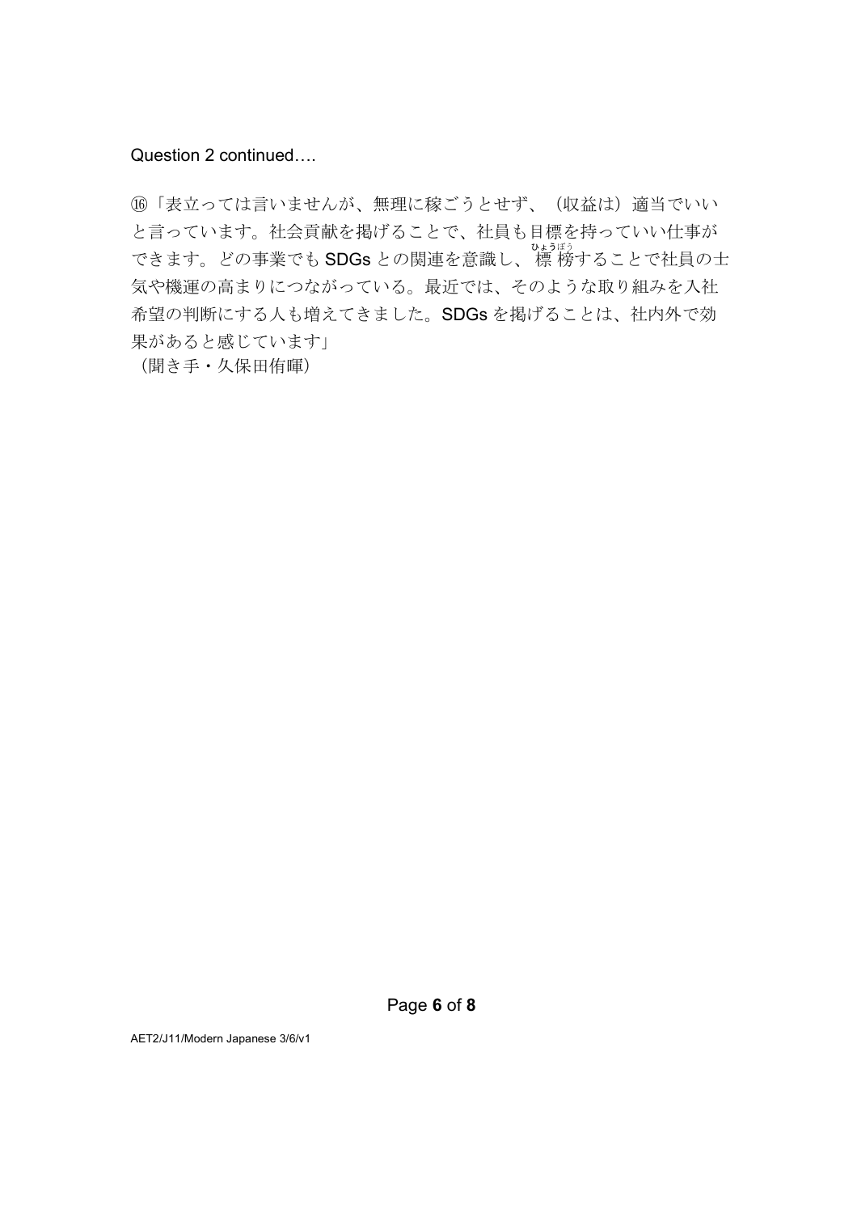Question 2 continued….

⑯「表立っては言いませんが、無理に稼ごうとせず、（収益は）適当でいいと言っています。社会貢献を掲げることで、社員も目標を持っていい仕事ができます。どの事業でも SDGs との関連を意識し、標榜（ひょうぼう）することで社員の士気や機運の高まりにつながっている。最近では、そのような取り組みを入社希望の判断にする人も増えてきました。SDGs を掲げることは、社内外で効果があると感じています」

（聞き手・久保田侑暉）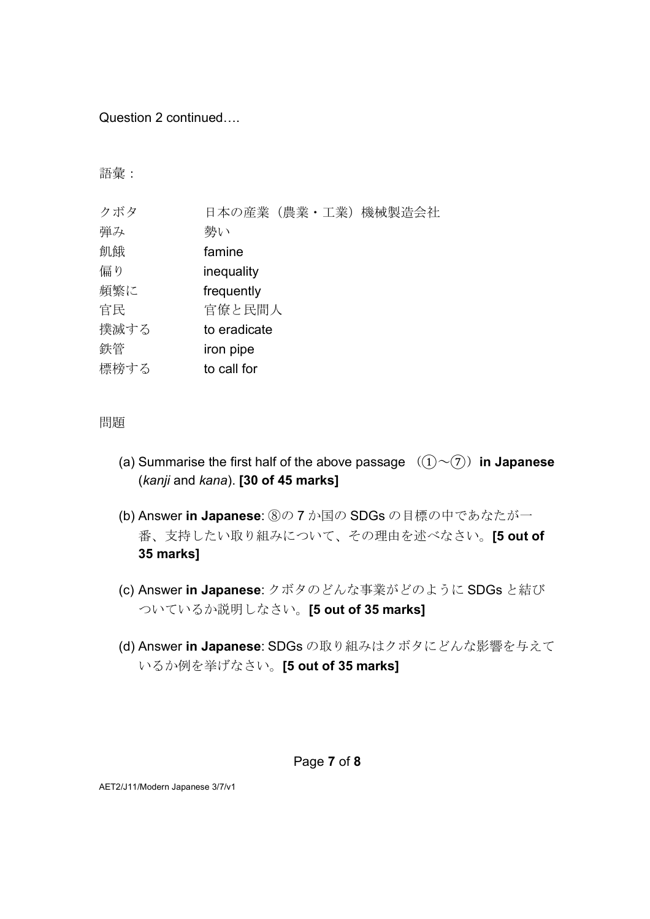Question 2 continued….

語彙：

| | |
|---|---|
| クボタ | 日本の産業（農業・工業）機械製造会社 |
| 弾み | 勢い |
| 飢餓 | famine |
| 偏り | inequality |
| 頻繁に | frequently |
| 官民 | 官僚と民間人 |
| 撲滅する | to eradicate |
| 鉄管 | iron pipe |
| 標榜する | to call for |

問題

(a) Summarise the first half of the above passage （①〜⑦）**in Japanese** (*kanji* and *kana*). **[30 of 45 marks]**

(b) Answer **in Japanese**: ⑧の 7 か国の SDGs の目標の中であなたが一番、支持したい取り組みについて、その理由を述べなさい。**[5 out of 35 marks]**

(c) Answer **in Japanese**: クボタのどんな事業がどのように SDGs と結びついているか説明しなさい。**[5 out of 35 marks]**

(d) Answer **in Japanese**: SDGs の取り組みはクボタにどんな影響を与えているか例を挙げなさい。**[5 out of 35 marks]**

AET2/J11/Modern Japanese 3/7/v1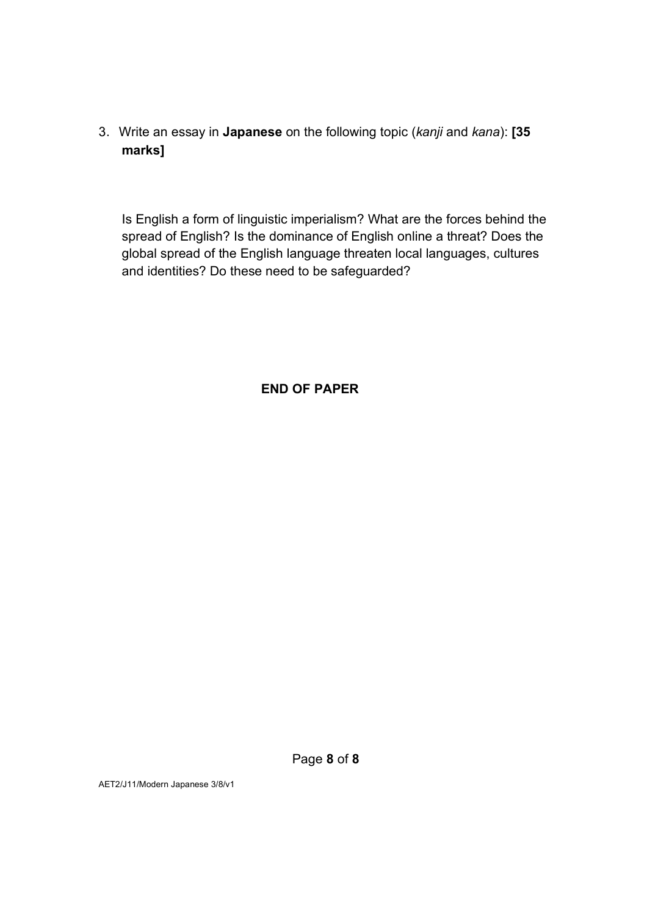3. Write an essay in **Japanese** on the following topic (*kanji* and *kana*): **[35 marks]**

   Is English a form of linguistic imperialism? What are the forces behind the spread of English? Is the dominance of English online a threat? Does the global spread of the English language threaten local languages, cultures and identities? Do these need to be safeguarded?

**END OF PAPER**